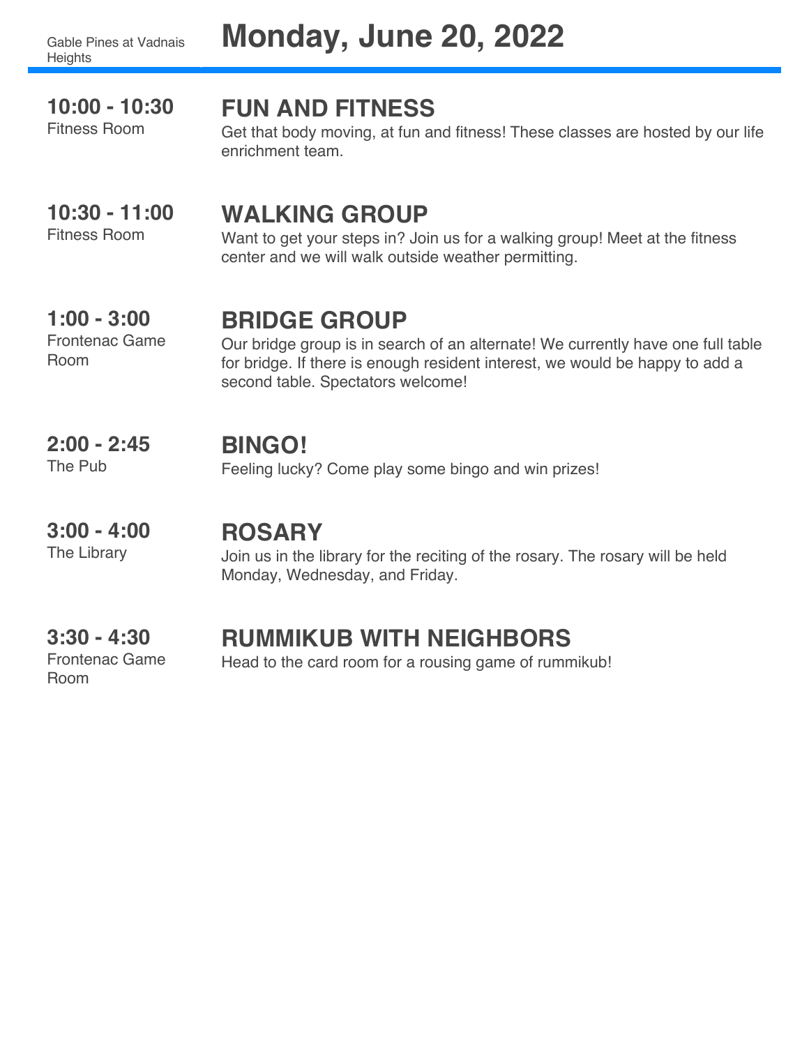Gable Pines at Vadnais Heights

# Monday, June 20, 2022

**10:00 - 10:30**
Fitness Room

## FUN AND FITNESS

Get that body moving, at fun and fitness! These classes are hosted by our life enrichment team.

**10:30 - 11:00**
Fitness Room

## WALKING GROUP

Want to get your steps in? Join us for a walking group! Meet at the fitness center and we will walk outside weather permitting.

**1:00 - 3:00**
Frontenac Game Room

## BRIDGE GROUP

Our bridge group is in search of an alternate! We currently have one full table for bridge. If there is enough resident interest, we would be happy to add a second table. Spectators welcome!

**2:00 - 2:45**
The Pub

## BINGO!

Feeling lucky? Come play some bingo and win prizes!

**3:00 - 4:00**
The Library

## ROSARY

Join us in the library for the reciting of the rosary. The rosary will be held Monday, Wednesday, and Friday.

**3:30 - 4:30**
Frontenac Game Room

## RUMMIKUB WITH NEIGHBORS

Head to the card room for a rousing game of rummikub!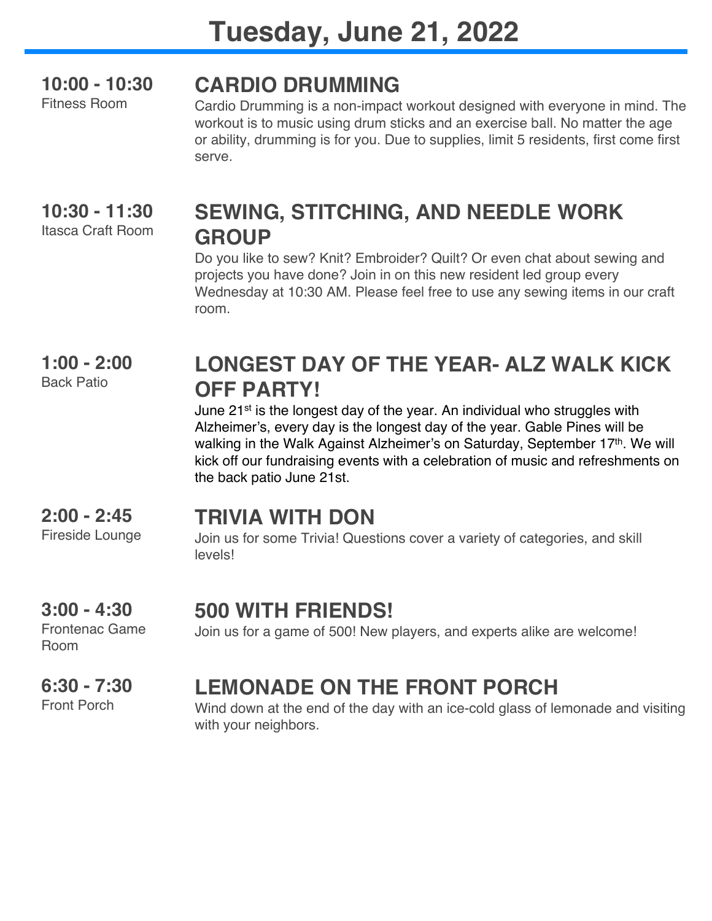# Tuesday, June 21, 2022

**10:00 - 10:30**
Fitness Room

## CARDIO DRUMMING

Cardio Drumming is a non-impact workout designed with everyone in mind. The workout is to music using drum sticks and an exercise ball. No matter the age or ability, drumming is for you. Due to supplies, limit 5 residents, first come first serve.

**10:30 - 11:30**
Itasca Craft Room

## SEWING, STITCHING, AND NEEDLE WORK GROUP

Do you like to sew? Knit? Embroider? Quilt? Or even chat about sewing and projects you have done? Join in on this new resident led group every Wednesday at 10:30 AM. Please feel free to use any sewing items in our craft room.

**1:00 - 2:00**
Back Patio

## LONGEST DAY OF THE YEAR- ALZ WALK KICK OFF PARTY!

June 21st is the longest day of the year. An individual who struggles with Alzheimer's, every day is the longest day of the year. Gable Pines will be walking in the Walk Against Alzheimer's on Saturday, September 17th. We will kick off our fundraising events with a celebration of music and refreshments on the back patio June 21st.

**2:00 - 2:45**
Fireside Lounge

## TRIVIA WITH DON

Join us for some Trivia! Questions cover a variety of categories, and skill levels!

**3:00 - 4:30**
Frontenac Game Room

## 500 WITH FRIENDS!

Join us for a game of 500! New players, and experts alike are welcome!

**6:30 - 7:30**
Front Porch

## LEMONADE ON THE FRONT PORCH

Wind down at the end of the day with an ice-cold glass of lemonade and visiting with your neighbors.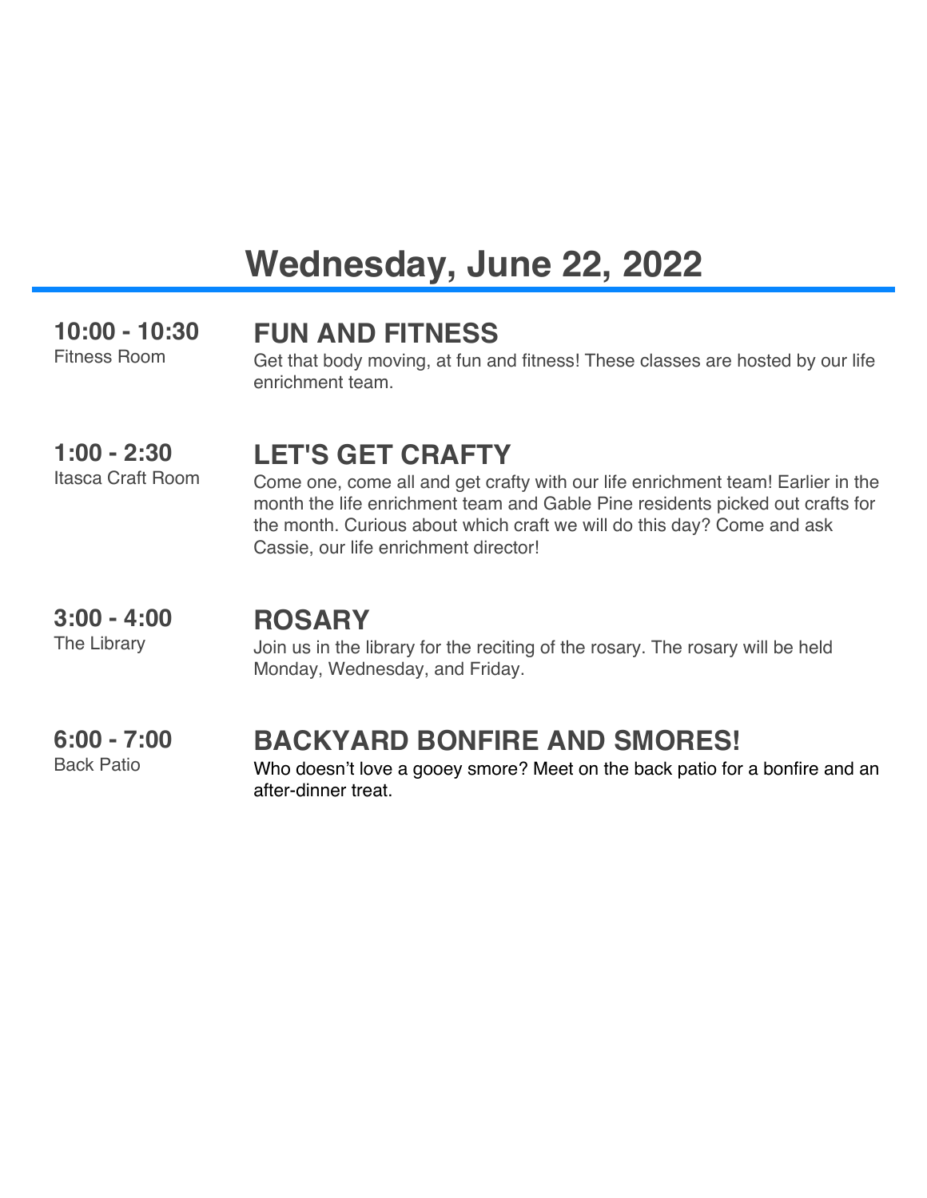# Wednesday, June 22, 2022

**10:00 - 10:30**
Fitness Room

## FUN AND FITNESS

Get that body moving, at fun and fitness! These classes are hosted by our life enrichment team.

**1:00 - 2:30**
Itasca Craft Room

## LET'S GET CRAFTY

Come one, come all and get crafty with our life enrichment team! Earlier in the month the life enrichment team and Gable Pine residents picked out crafts for the month. Curious about which craft we will do this day? Come and ask Cassie, our life enrichment director!

**3:00 - 4:00**
The Library

## ROSARY

Join us in the library for the reciting of the rosary. The rosary will be held Monday, Wednesday, and Friday.

**6:00 - 7:00**
Back Patio

## BACKYARD BONFIRE AND SMORES!

Who doesn't love a gooey smore? Meet on the back patio for a bonfire and an after-dinner treat.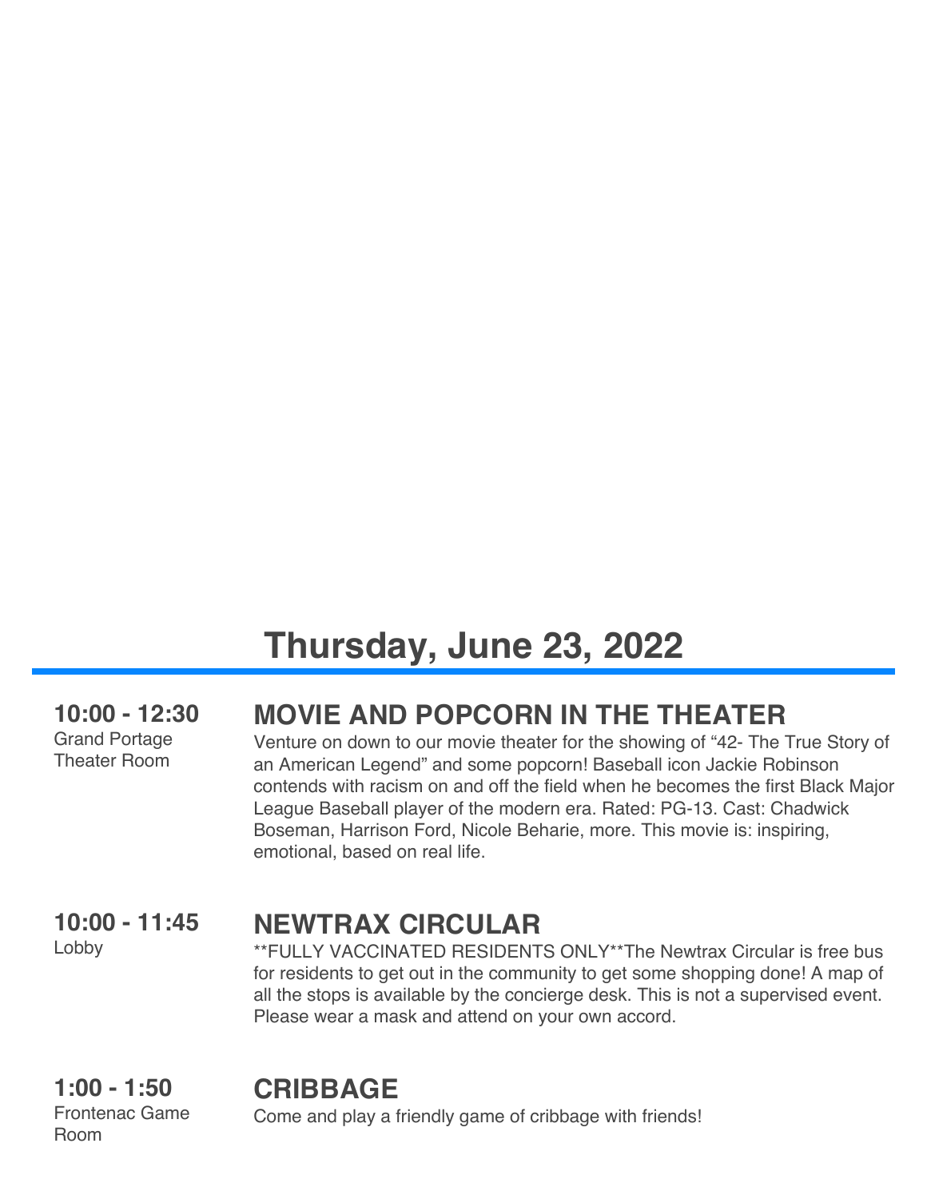# Thursday, June 23, 2022

**10:00 - 12:30**
Grand Portage Theater Room

## MOVIE AND POPCORN IN THE THEATER

Venture on down to our movie theater for the showing of “42- The True Story of an American Legend” and some popcorn! Baseball icon Jackie Robinson contends with racism on and off the field when he becomes the first Black Major League Baseball player of the modern era. Rated: PG-13. Cast: Chadwick Boseman, Harrison Ford, Nicole Beharie, more. This movie is: inspiring, emotional, based on real life.

**10:00 - 11:45**
Lobby

## NEWTRAX CIRCULAR

**FULLY VACCINATED RESIDENTS ONLY**The Newtrax Circular is free bus for residents to get out in the community to get some shopping done! A map of all the stops is available by the concierge desk. This is not a supervised event. Please wear a mask and attend on your own accord.

**1:00 - 1:50**
Frontenac Game Room

## CRIBBAGE

Come and play a friendly game of cribbage with friends!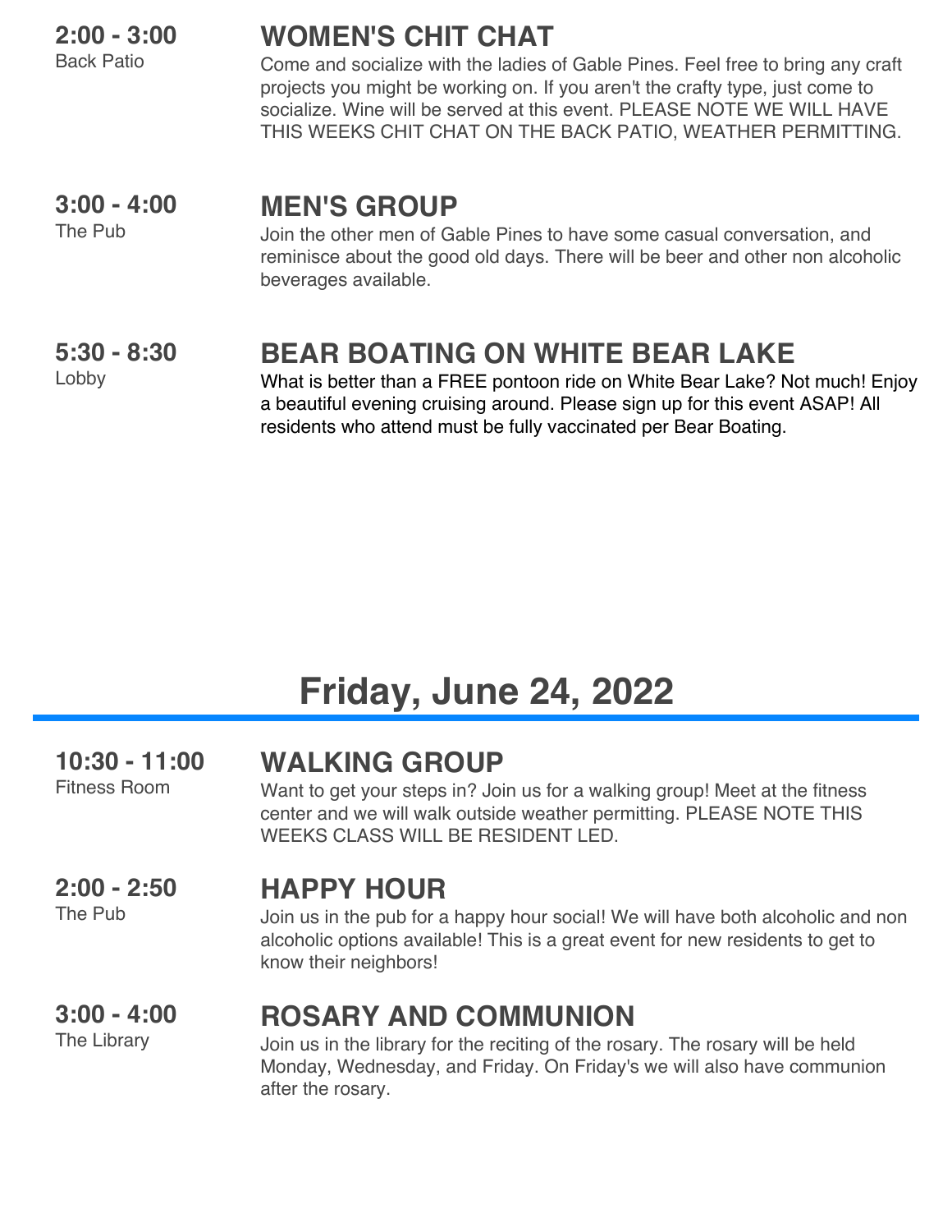**2:00 - 3:00**
Back Patio

### WOMEN'S CHIT CHAT

Come and socialize with the ladies of Gable Pines. Feel free to bring any craft projects you might be working on. If you aren't the crafty type, just come to socialize. Wine will be served at this event. PLEASE NOTE WE WILL HAVE THIS WEEKS CHIT CHAT ON THE BACK PATIO, WEATHER PERMITTING.

**3:00 - 4:00**
The Pub

### MEN'S GROUP

Join the other men of Gable Pines to have some casual conversation, and reminisce about the good old days. There will be beer and other non alcoholic beverages available.

**5:30 - 8:30**
Lobby

### BEAR BOATING ON WHITE BEAR LAKE

What is better than a FREE pontoon ride on White Bear Lake? Not much! Enjoy a beautiful evening cruising around. Please sign up for this event ASAP! All residents who attend must be fully vaccinated per Bear Boating.

## Friday, June 24, 2022

**10:30 - 11:00**
Fitness Room

### WALKING GROUP

Want to get your steps in? Join us for a walking group! Meet at the fitness center and we will walk outside weather permitting. PLEASE NOTE THIS WEEKS CLASS WILL BE RESIDENT LED.

**2:00 - 2:50**
The Pub

### HAPPY HOUR

Join us in the pub for a happy hour social! We will have both alcoholic and non alcoholic options available! This is a great event for new residents to get to know their neighbors!

**3:00 - 4:00**
The Library

### ROSARY AND COMMUNION

Join us in the library for the reciting of the rosary. The rosary will be held Monday, Wednesday, and Friday. On Friday's we will also have communion after the rosary.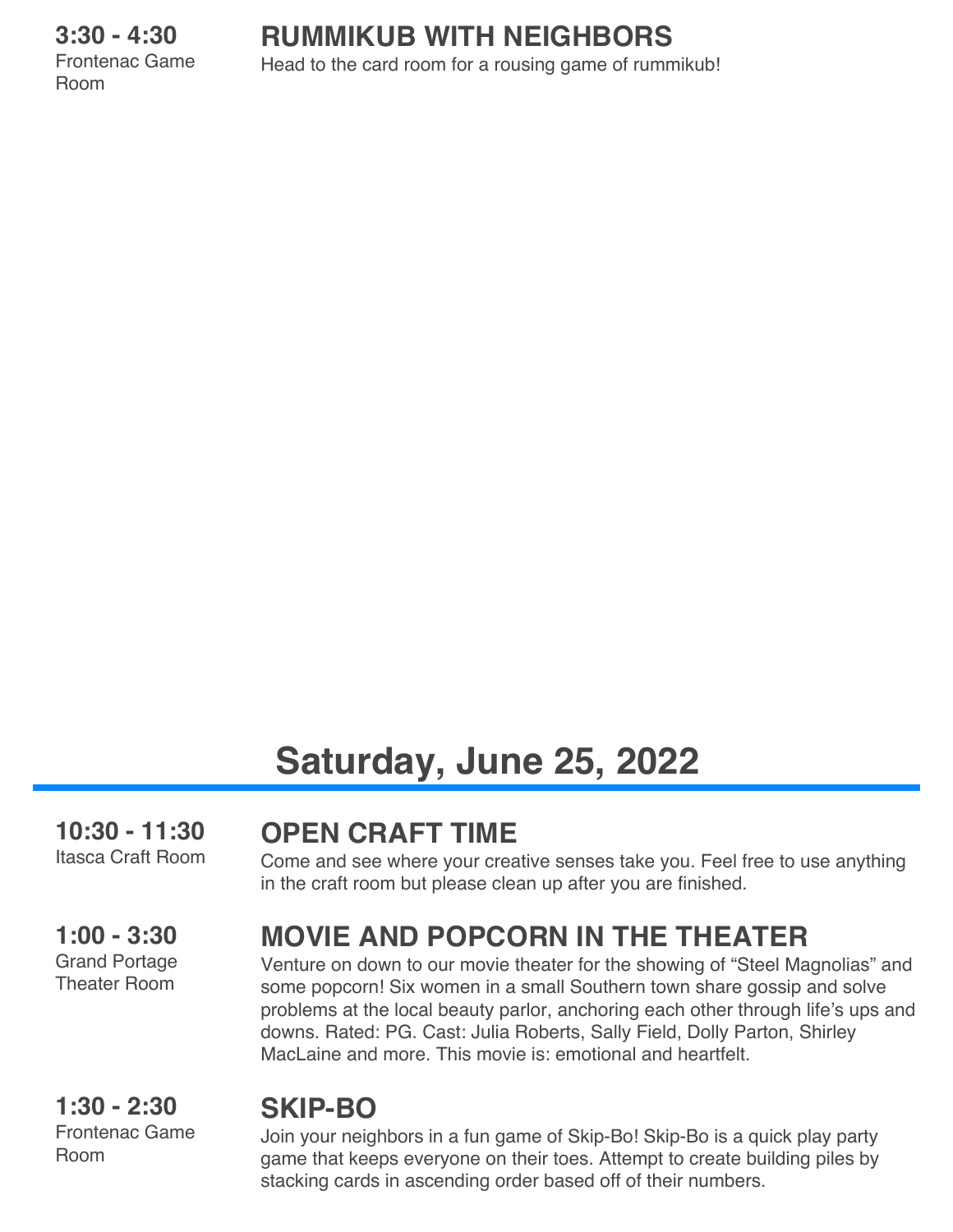**3:30 - 4:30**
Frontenac Game Room

### RUMMIKUB WITH NEIGHBORS

Head to the card room for a rousing game of rummikub!

## Saturday, June 25, 2022

**10:30 - 11:30**
Itasca Craft Room

### OPEN CRAFT TIME

Come and see where your creative senses take you. Feel free to use anything in the craft room but please clean up after you are finished.

**1:00 - 3:30**
Grand Portage Theater Room

### MOVIE AND POPCORN IN THE THEATER

Venture on down to our movie theater for the showing of "Steel Magnolias" and some popcorn! Six women in a small Southern town share gossip and solve problems at the local beauty parlor, anchoring each other through life's ups and downs. Rated: PG. Cast: Julia Roberts, Sally Field, Dolly Parton, Shirley MacLaine and more. This movie is: emotional and heartfelt.

**1:30 - 2:30**
Frontenac Game Room

### SKIP-BO

Join your neighbors in a fun game of Skip-Bo! Skip-Bo is a quick play party game that keeps everyone on their toes. Attempt to create building piles by stacking cards in ascending order based off of their numbers.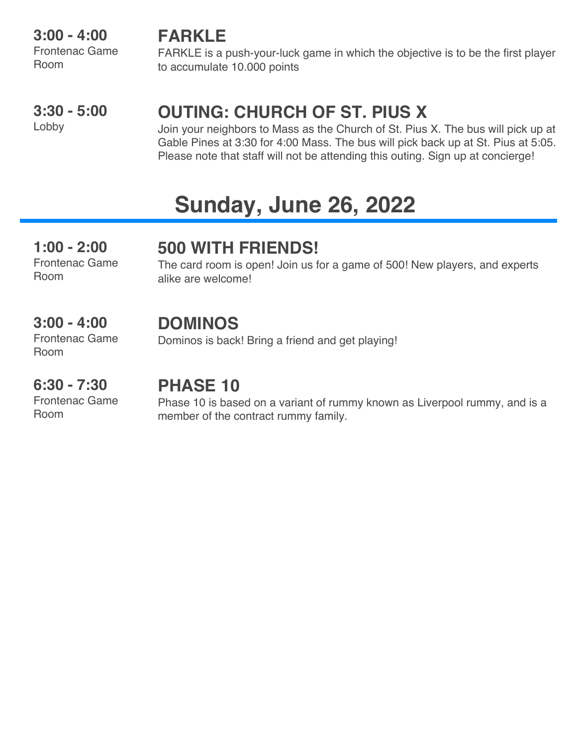**3:00 - 4:00**
Frontenac Game Room

### FARKLE

FARKLE is a push-your-luck game in which the objective is to be the first player to accumulate 10.000 points

**3:30 - 5:00**
Lobby

### OUTING: CHURCH OF ST. PIUS X

Join your neighbors to Mass as the Church of St. Pius X. The bus will pick up at Gable Pines at 3:30 for 4:00 Mass. The bus will pick back up at St. Pius at 5:05. Please note that staff will not be attending this outing. Sign up at concierge!

## Sunday, June 26, 2022

**1:00 - 2:00**
Frontenac Game Room

### 500 WITH FRIENDS!

The card room is open! Join us for a game of 500! New players, and experts alike are welcome!

**3:00 - 4:00**
Frontenac Game Room

### DOMINOS

Dominos is back! Bring a friend and get playing!

**6:30 - 7:30**
Frontenac Game Room

### PHASE 10

Phase 10 is based on a variant of rummy known as Liverpool rummy, and is a member of the contract rummy family.